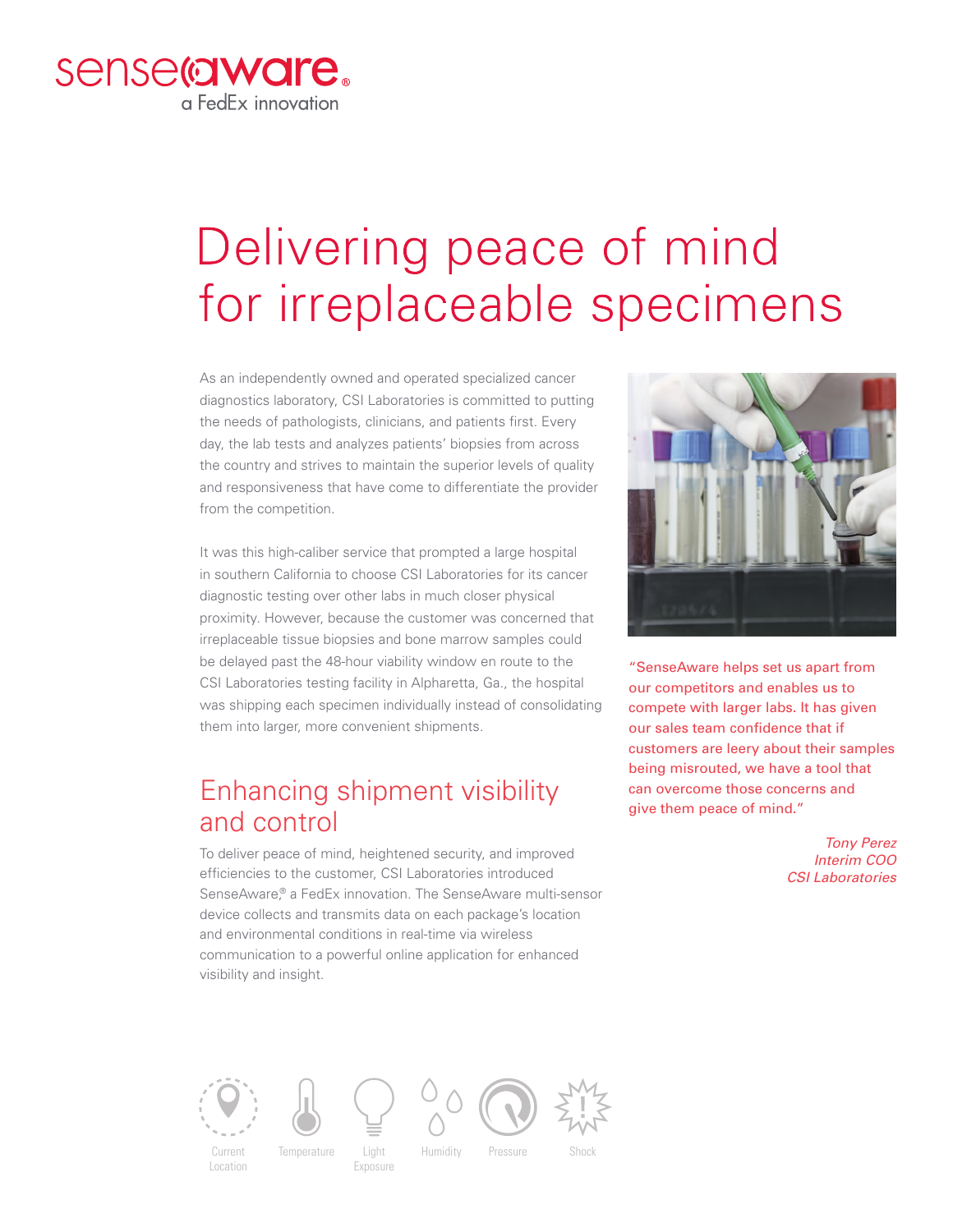senseaware®
a FedEx innovation

# Delivering peace of mind for irreplaceable specimens

As an independently owned and operated specialized cancer diagnostics laboratory, CSI Laboratories is committed to putting the needs of pathologists, clinicians, and patients first. Every day, the lab tests and analyzes patients' biopsies from across the country and strives to maintain the superior levels of quality and responsiveness that have come to differentiate the provider from the competition.

It was this high-caliber service that prompted a large hospital in southern California to choose CSI Laboratories for its cancer diagnostic testing over other labs in much closer physical proximity. However, because the customer was concerned that irreplaceable tissue biopsies and bone marrow samples could be delayed past the 48-hour viability window en route to the CSI Laboratories testing facility in Alpharetta, Ga., the hospital was shipping each specimen individually instead of consolidating them into larger, more convenient shipments.

## Enhancing shipment visibility and control

To deliver peace of mind, heightened security, and improved efficiencies to the customer, CSI Laboratories introduced SenseAware,® a FedEx innovation. The SenseAware multi-sensor device collects and transmits data on each package's location and environmental conditions in real-time via wireless communication to a powerful online application for enhanced visibility and insight.

"SenseAware helps set us apart from our competitors and enables us to compete with larger labs. It has given our sales team confidence that if customers are leery about their samples being misrouted, we have a tool that can overcome those concerns and give them peace of mind."

*Tony Perez*
*Interim COO*
*CSI Laboratories*

Current Location | Temperature | Light Exposure | Humidity | Pressure | Shock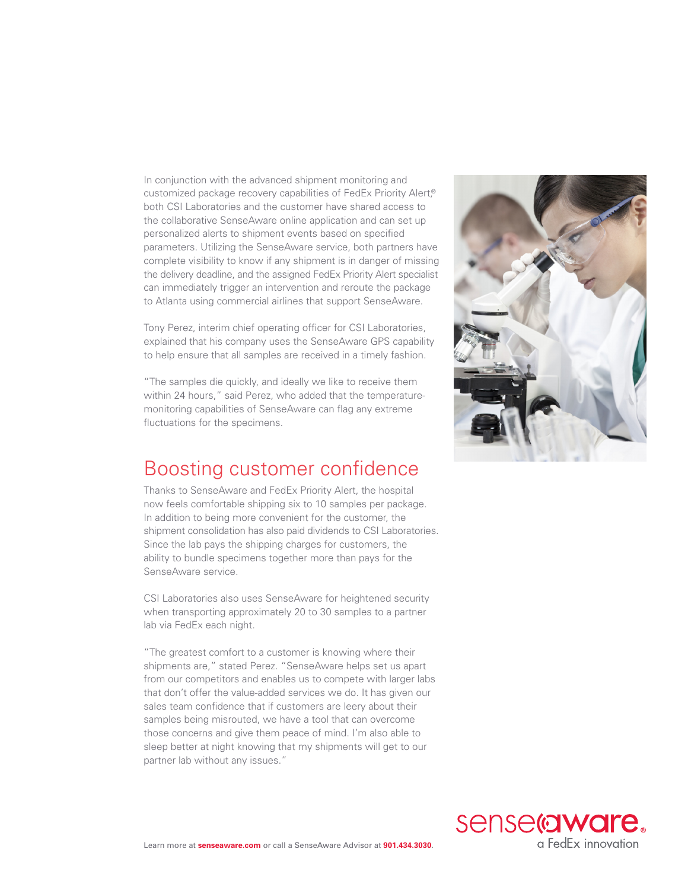In conjunction with the advanced shipment monitoring and customized package recovery capabilities of FedEx Priority Alert,® both CSI Laboratories and the customer have shared access to the collaborative SenseAware online application and can set up personalized alerts to shipment events based on specified parameters. Utilizing the SenseAware service, both partners have complete visibility to know if any shipment is in danger of missing the delivery deadline, and the assigned FedEx Priority Alert specialist can immediately trigger an intervention and reroute the package to Atlanta using commercial airlines that support SenseAware.

Tony Perez, interim chief operating officer for CSI Laboratories, explained that his company uses the SenseAware GPS capability to help ensure that all samples are received in a timely fashion.

"The samples die quickly, and ideally we like to receive them within 24 hours," said Perez, who added that the temperature-monitoring capabilities of SenseAware can flag any extreme fluctuations for the specimens.

## Boosting customer confidence

Thanks to SenseAware and FedEx Priority Alert, the hospital now feels comfortable shipping six to 10 samples per package. In addition to being more convenient for the customer, the shipment consolidation has also paid dividends to CSI Laboratories. Since the lab pays the shipping charges for customers, the ability to bundle specimens together more than pays for the SenseAware service.

CSI Laboratories also uses SenseAware for heightened security when transporting approximately 20 to 30 samples to a partner lab via FedEx each night.

"The greatest comfort to a customer is knowing where their shipments are," stated Perez. "SenseAware helps set us apart from our competitors and enables us to compete with larger labs that don't offer the value-added services we do. It has given our sales team confidence that if customers are leery about their samples being misrouted, we have a tool that can overcome those concerns and give them peace of mind. I'm also able to sleep better at night knowing that my shipments will get to our partner lab without any issues."

Learn more at **senseaware.com** or call a SenseAware Advisor at **901.434.3030**.

senseaware® a FedEx innovation